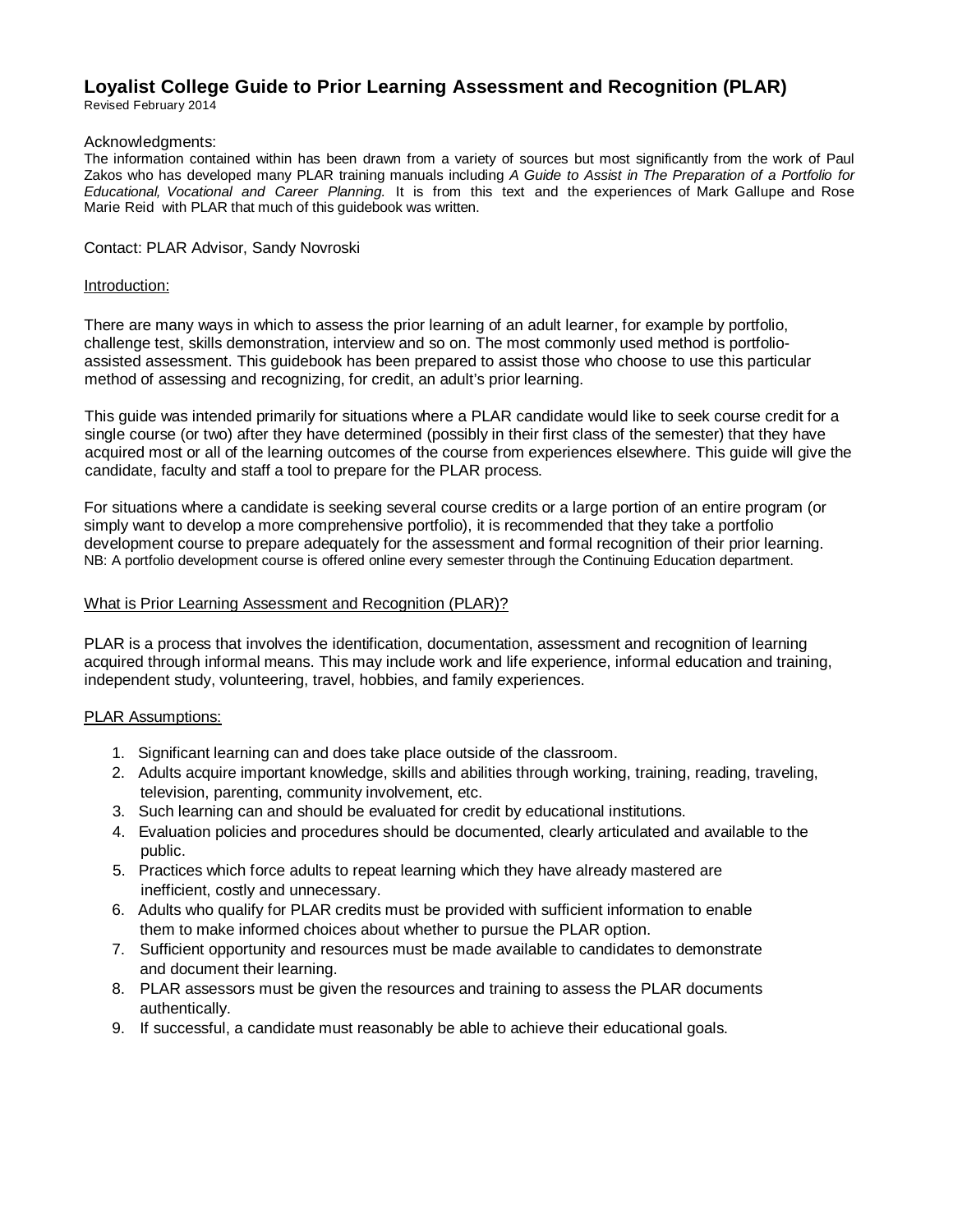# Loyalist College Guide to Prior Learning Assessment and Recognition (PLAR)

Revised February 2014

Acknowledgments:

The information contained within has been drawn from a variety of sources but most significantly from the work of Paul Zakos who has developed many PLAR training manuals including *A Guide to Assist in The Preparation of a Portfolio for Educational, Vocational and Career Planning.* It is from this text and the experiences of Mark Gallupe and Rose Marie Reid with PLAR that much of this guidebook was written.

Contact: PLAR Advisor, Sandy Novroski

## Introduction:

There are many ways in which to assess the prior learning of an adult learner, for example by portfolio, challenge test, skills demonstration, interview and so on. The most commonly used method is portfolio-assisted assessment. This guidebook has been prepared to assist those who choose to use this particular method of assessing and recognizing, for credit, an adult's prior learning.

This guide was intended primarily for situations where a PLAR candidate would like to seek course credit for a single course (or two) after they have determined (possibly in their first class of the semester) that they have acquired most or all of the learning outcomes of the course from experiences elsewhere. This guide will give the candidate, faculty and staff a tool to prepare for the PLAR process.

For situations where a candidate is seeking several course credits or a large portion of an entire program (or simply want to develop a more comprehensive portfolio), it is recommended that they take a portfolio development course to prepare adequately for the assessment and formal recognition of their prior learning.
NB: A portfolio development course is offered online every semester through the Continuing Education department.

## What is Prior Learning Assessment and Recognition (PLAR)?

PLAR is a process that involves the identification, documentation, assessment and recognition of learning acquired through informal means. This may include work and life experience, informal education and training, independent study, volunteering, travel, hobbies, and family experiences.

## PLAR Assumptions:

1. Significant learning can and does take place outside of the classroom.
2. Adults acquire important knowledge, skills and abilities through working, training, reading, traveling, television, parenting, community involvement, etc.
3. Such learning can and should be evaluated for credit by educational institutions.
4. Evaluation policies and procedures should be documented, clearly articulated and available to the public.
5. Practices which force adults to repeat learning which they have already mastered are inefficient, costly and unnecessary.
6. Adults who qualify for PLAR credits must be provided with sufficient information to enable them to make informed choices about whether to pursue the PLAR option.
7. Sufficient opportunity and resources must be made available to candidates to demonstrate and document their learning.
8. PLAR assessors must be given the resources and training to assess the PLAR documents authentically.
9. If successful, a candidate must reasonably be able to achieve their educational goals.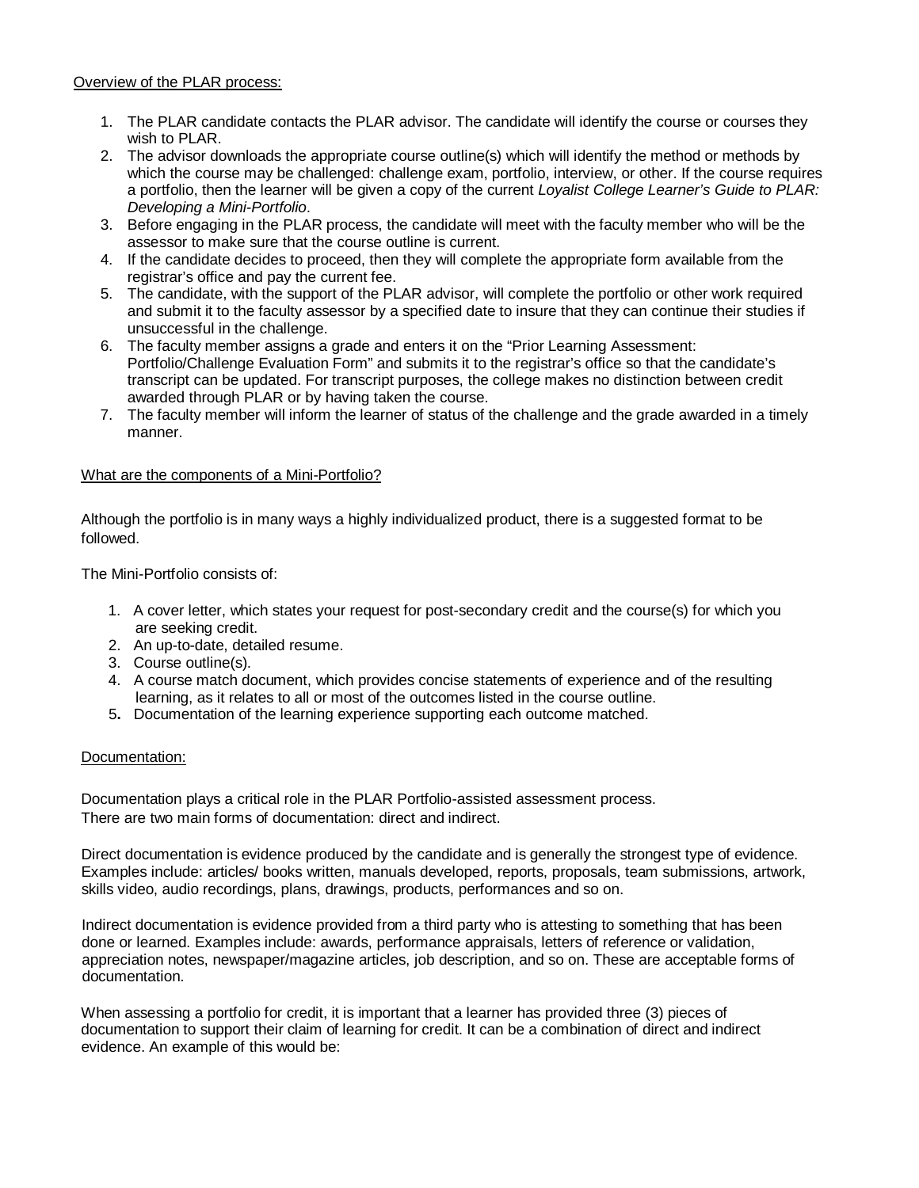## Overview of the PLAR process:

1. The PLAR candidate contacts the PLAR advisor. The candidate will identify the course or courses they wish to PLAR.
2. The advisor downloads the appropriate course outline(s) which will identify the method or methods by which the course may be challenged: challenge exam, portfolio, interview, or other. If the course requires a portfolio, then the learner will be given a copy of the current *Loyalist College Learner's Guide to PLAR: Developing a Mini-Portfolio*.
3. Before engaging in the PLAR process, the candidate will meet with the faculty member who will be the assessor to make sure that the course outline is current.
4. If the candidate decides to proceed, then they will complete the appropriate form available from the registrar's office and pay the current fee.
5. The candidate, with the support of the PLAR advisor, will complete the portfolio or other work required and submit it to the faculty assessor by a specified date to insure that they can continue their studies if unsuccessful in the challenge.
6. The faculty member assigns a grade and enters it on the "Prior Learning Assessment: Portfolio/Challenge Evaluation Form" and submits it to the registrar's office so that the candidate's transcript can be updated. For transcript purposes, the college makes no distinction between credit awarded through PLAR or by having taken the course.
7. The faculty member will inform the learner of status of the challenge and the grade awarded in a timely manner.

## What are the components of a Mini-Portfolio?

Although the portfolio is in many ways a highly individualized product, there is a suggested format to be followed.

The Mini-Portfolio consists of:

1. A cover letter, which states your request for post-secondary credit and the course(s) for which you are seeking credit.
2. An up-to-date, detailed resume.
3. Course outline(s).
4. A course match document, which provides concise statements of experience and of the resulting learning, as it relates to all or most of the outcomes listed in the course outline.
5. Documentation of the learning experience supporting each outcome matched.

## Documentation:

Documentation plays a critical role in the PLAR Portfolio-assisted assessment process. There are two main forms of documentation: direct and indirect.

Direct documentation is evidence produced by the candidate and is generally the strongest type of evidence. Examples include: articles/ books written, manuals developed, reports, proposals, team submissions, artwork, skills video, audio recordings, plans, drawings, products, performances and so on.

Indirect documentation is evidence provided from a third party who is attesting to something that has been done or learned. Examples include: awards, performance appraisals, letters of reference or validation, appreciation notes, newspaper/magazine articles, job description, and so on. These are acceptable forms of documentation.

When assessing a portfolio for credit, it is important that a learner has provided three (3) pieces of documentation to support their claim of learning for credit. It can be a combination of direct and indirect evidence. An example of this would be: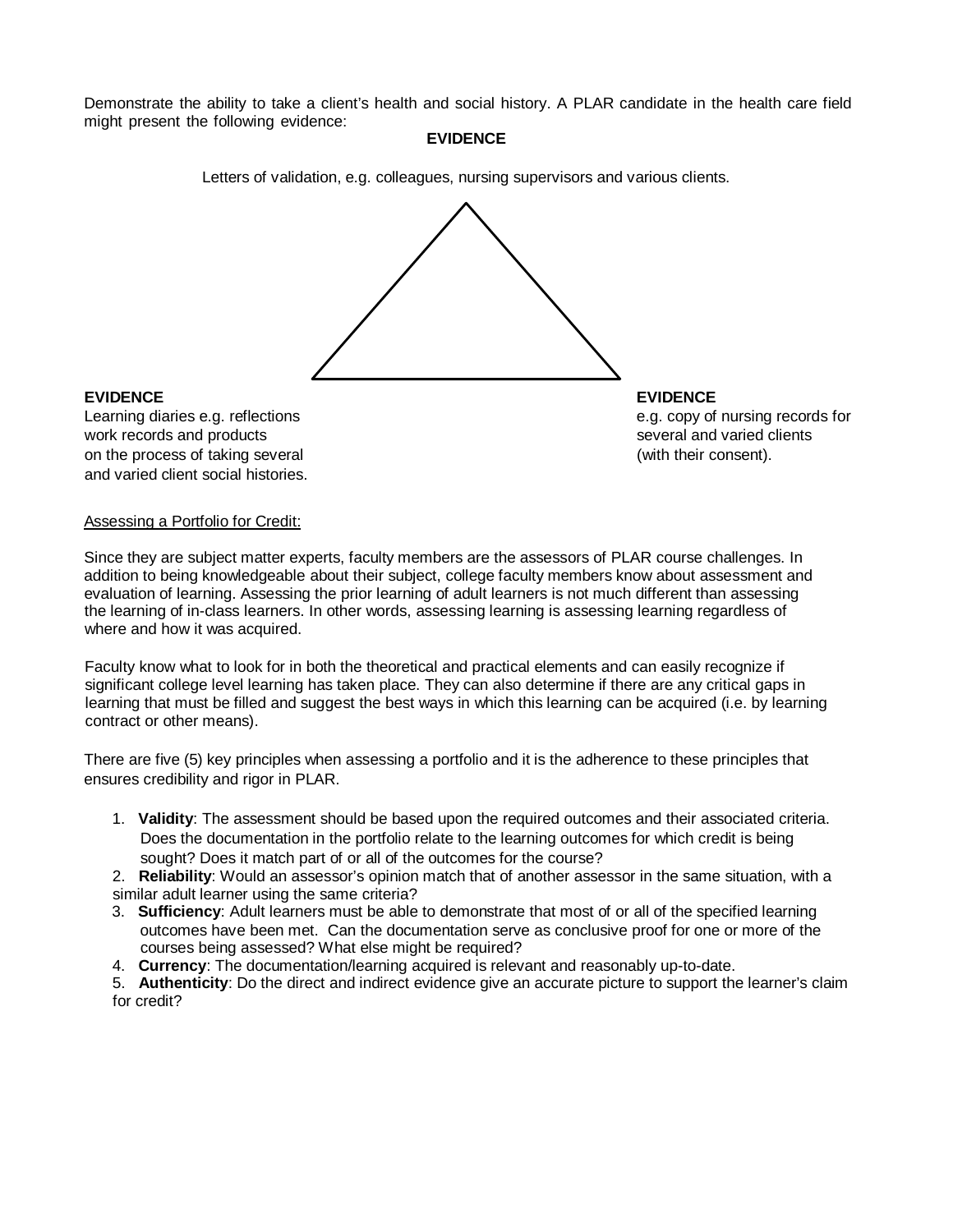Demonstrate the ability to take a client's health and social history. A PLAR candidate in the health care field might present the following evidence:

**EVIDENCE**

Letters of validation, e.g. colleagues, nursing supervisors and various clients.

**EVIDENCE**
Learning diaries e.g. reflections work records and products on the process of taking several and varied client social histories.

**EVIDENCE**
e.g. copy of nursing records for several and varied clients (with their consent).

<u>Assessing a Portfolio for Credit:</u>

Since they are subject matter experts, faculty members are the assessors of PLAR course challenges. In addition to being knowledgeable about their subject, college faculty members know about assessment and evaluation of learning. Assessing the prior learning of adult learners is not much different than assessing the learning of in-class learners. In other words, assessing learning is assessing learning regardless of where and how it was acquired.

Faculty know what to look for in both the theoretical and practical elements and can easily recognize if significant college level learning has taken place. They can also determine if there are any critical gaps in learning that must be filled and suggest the best ways in which this learning can be acquired (i.e. by learning contract or other means).

There are five (5) key principles when assessing a portfolio and it is the adherence to these principles that ensures credibility and rigor in PLAR.

1. **Validity**: The assessment should be based upon the required outcomes and their associated criteria. Does the documentation in the portfolio relate to the learning outcomes for which credit is being sought? Does it match part of or all of the outcomes for the course?
2. **Reliability**: Would an assessor's opinion match that of another assessor in the same situation, with a similar adult learner using the same criteria?
3. **Sufficiency**: Adult learners must be able to demonstrate that most of or all of the specified learning outcomes have been met. Can the documentation serve as conclusive proof for one or more of the courses being assessed? What else might be required?
4. **Currency**: The documentation/learning acquired is relevant and reasonably up-to-date.
5. **Authenticity**: Do the direct and indirect evidence give an accurate picture to support the learner's claim for credit?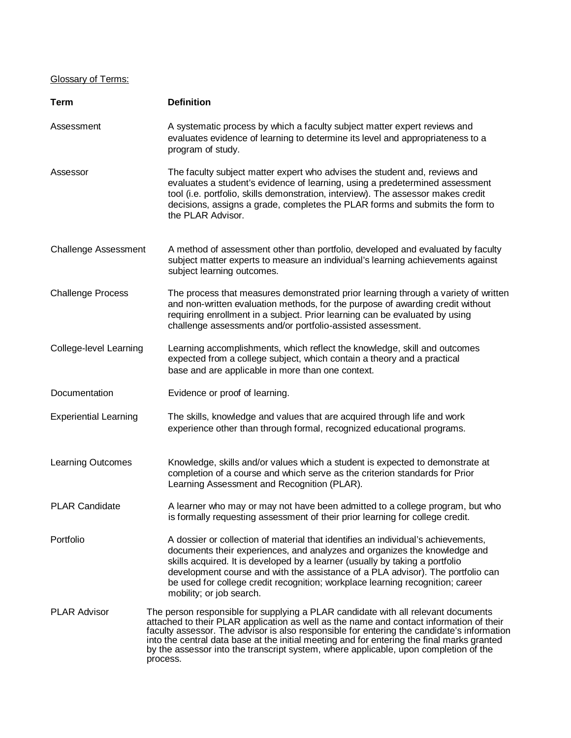Glossary of Terms:

| Term | Definition |
| --- | --- |
| Assessment | A systematic process by which a faculty subject matter expert reviews and evaluates evidence of learning to determine its level and appropriateness to a program of study. |
| Assessor | The faculty subject matter expert who advises the student and, reviews and evaluates a student's evidence of learning, using a predetermined assessment tool (i.e. portfolio, skills demonstration, interview). The assessor makes credit decisions, assigns a grade, completes the PLAR forms and submits the form to the PLAR Advisor. |
| Challenge Assessment | A method of assessment other than portfolio, developed and evaluated by faculty subject matter experts to measure an individual's learning achievements against subject learning outcomes. |
| Challenge Process | The process that measures demonstrated prior learning through a variety of written and non-written evaluation methods, for the purpose of awarding credit without requiring enrollment in a subject. Prior learning can be evaluated by using challenge assessments and/or portfolio-assisted assessment. |
| College-level Learning | Learning accomplishments, which reflect the knowledge, skill and outcomes expected from a college subject, which contain a theory and a practical base and are applicable in more than one context. |
| Documentation | Evidence or proof of learning. |
| Experiential Learning | The skills, knowledge and values that are acquired through life and work experience other than through formal, recognized educational programs. |
| Learning Outcomes | Knowledge, skills and/or values which a student is expected to demonstrate at completion of a course and which serve as the criterion standards for Prior Learning Assessment and Recognition (PLAR). |
| PLAR Candidate | A learner who may or may not have been admitted to a college program, but who is formally requesting assessment of their prior learning for college credit. |
| Portfolio | A dossier or collection of material that identifies an individual's achievements, documents their experiences, and analyzes and organizes the knowledge and skills acquired. It is developed by a learner (usually by taking a portfolio development course and with the assistance of a PLA advisor). The portfolio can be used for college credit recognition; workplace learning recognition; career mobility; or job search. |
| PLAR Advisor | The person responsible for supplying a PLAR candidate with all relevant documents attached to their PLAR application as well as the name and contact information of their faculty assessor. The advisor is also responsible for entering the candidate's information into the central data base at the initial meeting and for entering the final marks granted by the assessor into the transcript system, where applicable, upon completion of the process. |